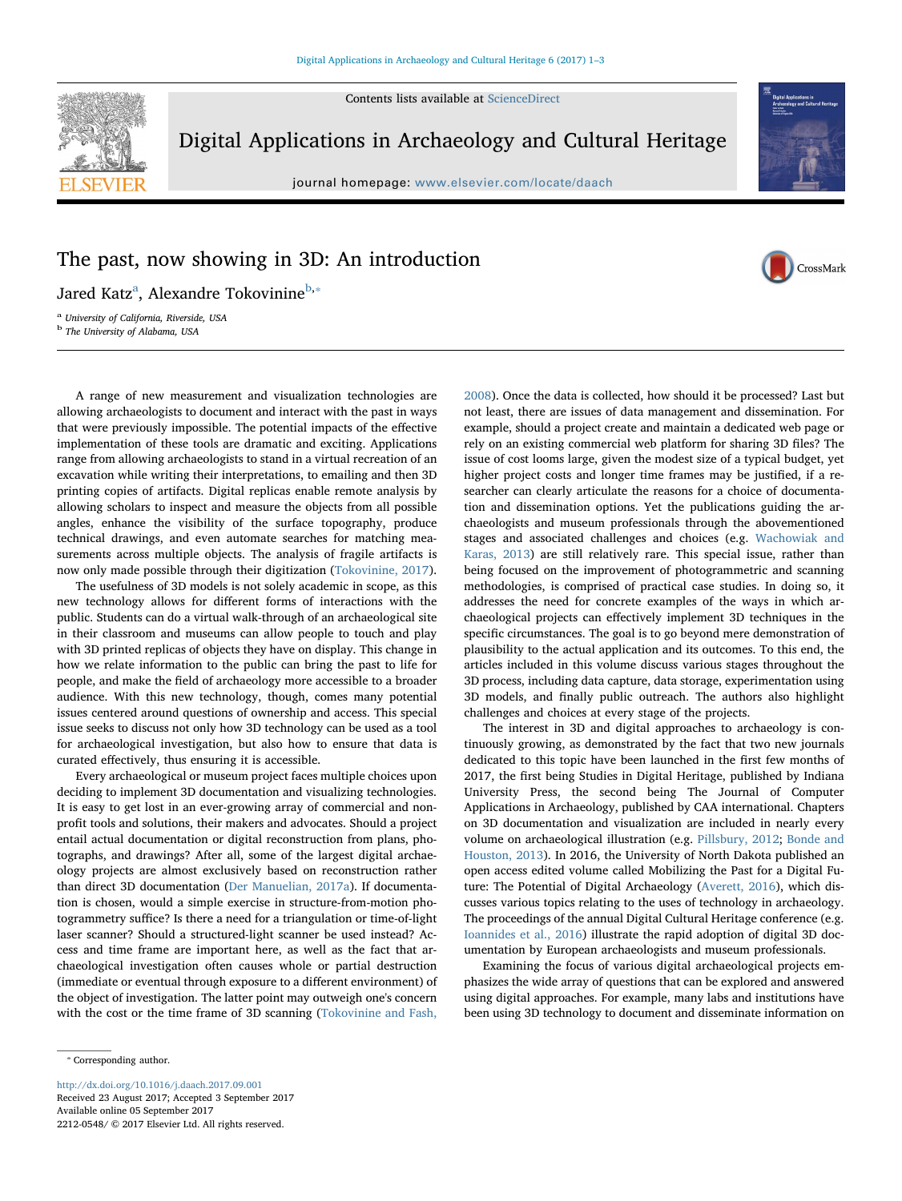Contents lists available at ScienceDirect

# Digital Applications in Archaeology and Cultural Heritage

journal homepage: www.elsevier.com/locate/daach

# The past, now showing in 3D: An introduction

Jared Katz[a], Alexandre Tokovinine[b,*]

[a] University of California, Riverside, USA

[b] The University of Alabama, USA

A range of new measurement and visualization technologies are allowing archaeologists to document and interact with the past in ways that were previously impossible. The potential impacts of the effective implementation of these tools are dramatic and exciting. Applications range from allowing archaeologists to stand in a virtual recreation of an excavation while writing their interpretations, to emailing and then 3D printing copies of artifacts. Digital replicas enable remote analysis by allowing scholars to inspect and measure the objects from all possible angles, enhance the visibility of the surface topography, produce technical drawings, and even automate searches for matching measurements across multiple objects. The analysis of fragile artifacts is now only made possible through their digitization (Tokovinine, 2017).

The usefulness of 3D models is not solely academic in scope, as this new technology allows for different forms of interactions with the public. Students can do a virtual walk-through of an archaeological site in their classroom and museums can allow people to touch and play with 3D printed replicas of objects they have on display. This change in how we relate information to the public can bring the past to life for people, and make the field of archaeology more accessible to a broader audience. With this new technology, though, comes many potential issues centered around questions of ownership and access. This special issue seeks to discuss not only how 3D technology can be used as a tool for archaeological investigation, but also how to ensure that data is curated effectively, thus ensuring it is accessible.

Every archaeological or museum project faces multiple choices upon deciding to implement 3D documentation and visualizing technologies. It is easy to get lost in an ever-growing array of commercial and non-profit tools and solutions, their makers and advocates. Should a project entail actual documentation or digital reconstruction from plans, photographs, and drawings? After all, some of the largest digital archaeology projects are almost exclusively based on reconstruction rather than direct 3D documentation (Der Manuelian, 2017a). If documentation is chosen, would a simple exercise in structure-from-motion photogrammetry suffice? Is there a need for a triangulation or time-of-light laser scanner? Should a structured-light scanner be used instead? Access and time frame are important here, as well as the fact that archaeological investigation often causes whole or partial destruction (immediate or eventual through exposure to a different environment) of the object of investigation. The latter point may outweigh one's concern with the cost or the time frame of 3D scanning (Tokovinine and Fash, 2008). Once the data is collected, how should it be processed? Last but not least, there are issues of data management and dissemination. For example, should a project create and maintain a dedicated web page or rely on an existing commercial web platform for sharing 3D files? The issue of cost looms large, given the modest size of a typical budget, yet higher project costs and longer time frames may be justified, if a researcher can clearly articulate the reasons for a choice of documentation and dissemination options. Yet the publications guiding the archaeologists and museum professionals through the abovementioned stages and associated challenges and choices (e.g. Wachowiak and Karas, 2013) are still relatively rare. This special issue, rather than being focused on the improvement of photogrammetric and scanning methodologies, is comprised of practical case studies. In doing so, it addresses the need for concrete examples of the ways in which archaeological projects can effectively implement 3D techniques in the specific circumstances. The goal is to go beyond mere demonstration of plausibility to the actual application and its outcomes. To this end, the articles included in this volume discuss various stages throughout the 3D process, including data capture, data storage, experimentation using 3D models, and finally public outreach. The authors also highlight challenges and choices at every stage of the projects.

The interest in 3D and digital approaches to archaeology is continuously growing, as demonstrated by the fact that two new journals dedicated to this topic have been launched in the first few months of 2017, the first being Studies in Digital Heritage, published by Indiana University Press, the second being The Journal of Computer Applications in Archaeology, published by CAA international. Chapters on 3D documentation and visualization are included in nearly every volume on archaeological illustration (e.g. Pillsbury, 2012; Bonde and Houston, 2013). In 2016, the University of North Dakota published an open access edited volume called Mobilizing the Past for a Digital Future: The Potential of Digital Archaeology (Averett, 2016), which discusses various topics relating to the uses of technology in archaeology. The proceedings of the annual Digital Cultural Heritage conference (e.g. Ioannides et al., 2016) illustrate the rapid adoption of digital 3D documentation by European archaeologists and museum professionals.

Examining the focus of various digital archaeological projects emphasizes the wide array of questions that can be explored and answered using digital approaches. For example, many labs and institutions have been using 3D technology to document and disseminate information on

\* Corresponding author.

http://dx.doi.org/10.1016/j.daach.2017.09.001
Received 23 August 2017; Accepted 3 September 2017
Available online 05 September 2017
2212-0548/ © 2017 Elsevier Ltd. All rights reserved.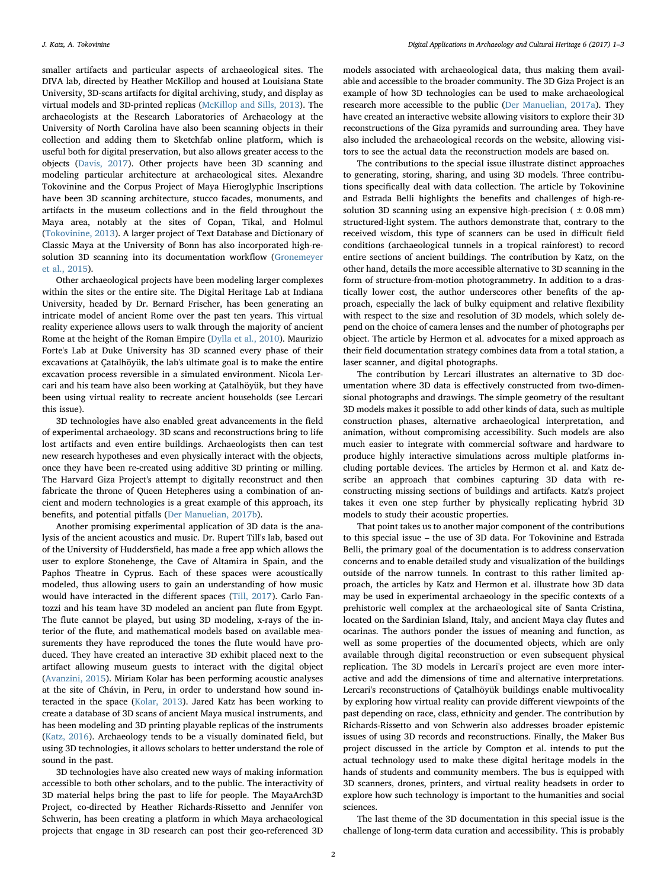smaller artifacts and particular aspects of archaeological sites. The DIVA lab, directed by Heather McKillop and housed at Louisiana State University, 3D-scans artifacts for digital archiving, study, and display as virtual models and 3D-printed replicas (McKillop and Sills, 2013). The archaeologists at the Research Laboratories of Archaeology at the University of North Carolina have also been scanning objects in their collection and adding them to Sketchfab online platform, which is useful both for digital preservation, but also allows greater access to the objects (Davis, 2017). Other projects have been 3D scanning and modeling particular architecture at archaeological sites. Alexandre Tokovinine and the Corpus Project of Maya Hieroglyphic Inscriptions have been 3D scanning architecture, stucco facades, monuments, and artifacts in the museum collections and in the field throughout the Maya area, notably at the sites of Copan, Tikal, and Holmul (Tokovinine, 2013). A larger project of Text Database and Dictionary of Classic Maya at the University of Bonn has also incorporated high-resolution 3D scanning into its documentation workflow (Gronemeyer et al., 2015).

Other archaeological projects have been modeling larger complexes within the sites or the entire site. The Digital Heritage Lab at Indiana University, headed by Dr. Bernard Frischer, has been generating an intricate model of ancient Rome over the past ten years. This virtual reality experience allows users to walk through the majority of ancient Rome at the height of the Roman Empire (Dylla et al., 2010). Maurizio Forte's Lab at Duke University has 3D scanned every phase of their excavations at Çatalhöyük, the lab's ultimate goal is to make the entire excavation process reversible in a simulated environment. Nicola Lercari and his team have also been working at Çatalhöyük, but they have been using virtual reality to recreate ancient households (see Lercari this issue).

3D technologies have also enabled great advancements in the field of experimental archaeology. 3D scans and reconstructions bring to life lost artifacts and even entire buildings. Archaeologists then can test new research hypotheses and even physically interact with the objects, once they have been re-created using additive 3D printing or milling. The Harvard Giza Project's attempt to digitally reconstruct and then fabricate the throne of Queen Hetepheres using a combination of ancient and modern technologies is a great example of this approach, its benefits, and potential pitfalls (Der Manuelian, 2017b).

Another promising experimental application of 3D data is the analysis of the ancient acoustics and music. Dr. Rupert Till's lab, based out of the University of Huddersfield, has made a free app which allows the user to explore Stonehenge, the Cave of Altamira in Spain, and the Paphos Theatre in Cyprus. Each of these spaces were acoustically modeled, thus allowing users to gain an understanding of how music would have interacted in the different spaces (Till, 2017). Carlo Fantozzi and his team have 3D modeled an ancient pan flute from Egypt. The flute cannot be played, but using 3D modeling, x-rays of the interior of the flute, and mathematical models based on available measurements they have reproduced the tones the flute would have produced. They have created an interactive 3D exhibit placed next to the artifact allowing museum guests to interact with the digital object (Avanzini, 2015). Miriam Kolar has been performing acoustic analyses at the site of Chávin, in Peru, in order to understand how sound interacted in the space (Kolar, 2013). Jared Katz has been working to create a database of 3D scans of ancient Maya musical instruments, and has been modeling and 3D printing playable replicas of the instruments (Katz, 2016). Archaeology tends to be a visually dominated field, but using 3D technologies, it allows scholars to better understand the role of sound in the past.

3D technologies have also created new ways of making information accessible to both other scholars, and to the public. The interactivity of 3D material helps bring the past to life for people. The MayaArch3D Project, co-directed by Heather Richards-Rissetto and Jennifer von Schwerin, has been creating a platform in which Maya archaeological projects that engage in 3D research can post their geo-referenced 3D models associated with archaeological data, thus making them available and accessible to the broader community. The 3D Giza Project is an example of how 3D technologies can be used to make archaeological research more accessible to the public (Der Manuelian, 2017a). They have created an interactive website allowing visitors to explore their 3D reconstructions of the Giza pyramids and surrounding area. They have also included the archaeological records on the website, allowing visitors to see the actual data the reconstruction models are based on.

The contributions to the special issue illustrate distinct approaches to generating, storing, sharing, and using 3D models. Three contributions specifically deal with data collection. The article by Tokovinine and Estrada Belli highlights the benefits and challenges of high-resolution 3D scanning using an expensive high-precision ($\pm$ 0.08 mm) structured-light system. The authors demonstrate that, contrary to the received wisdom, this type of scanners can be used in difficult field conditions (archaeological tunnels in a tropical rainforest) to record entire sections of ancient buildings. The contribution by Katz, on the other hand, details the more accessible alternative to 3D scanning in the form of structure-from-motion photogrammetry. In addition to a drastically lower cost, the author underscores other benefits of the approach, especially the lack of bulky equipment and relative flexibility with respect to the size and resolution of 3D models, which solely depend on the choice of camera lenses and the number of photographs per object. The article by Hermon et al. advocates for a mixed approach as their field documentation strategy combines data from a total station, a laser scanner, and digital photographs.

The contribution by Lercari illustrates an alternative to 3D documentation where 3D data is effectively constructed from two-dimensional photographs and drawings. The simple geometry of the resultant 3D models makes it possible to add other kinds of data, such as multiple construction phases, alternative archaeological interpretation, and animation, without compromising accessibility. Such models are also much easier to integrate with commercial software and hardware to produce highly interactive simulations across multiple platforms including portable devices. The articles by Hermon et al. and Katz describe an approach that combines capturing 3D data with reconstructing missing sections of buildings and artifacts. Katz's project takes it even one step further by physically replicating hybrid 3D models to study their acoustic properties.

That point takes us to another major component of the contributions to this special issue – the use of 3D data. For Tokovinine and Estrada Belli, the primary goal of the documentation is to address conservation concerns and to enable detailed study and visualization of the buildings outside of the narrow tunnels. In contrast to this rather limited approach, the articles by Katz and Hermon et al. illustrate how 3D data may be used in experimental archaeology in the specific contexts of a prehistoric well complex at the archaeological site of Santa Cristina, located on the Sardinian Island, Italy, and ancient Maya clay flutes and ocarinas. The authors ponder the issues of meaning and function, as well as some properties of the documented objects, which are only available through digital reconstruction or even subsequent physical replication. The 3D models in Lercari's project are even more interactive and add the dimensions of time and alternative interpretations. Lercari's reconstructions of Çatalhöyük buildings enable multivocality by exploring how virtual reality can provide different viewpoints of the past depending on race, class, ethnicity and gender. The contribution by Richards-Rissetto and von Schwerin also addresses broader epistemic issues of using 3D records and reconstructions. Finally, the Maker Bus project discussed in the article by Compton et al. intends to put the actual technology used to make these digital heritage models in the hands of students and community members. The bus is equipped with 3D scanners, drones, printers, and virtual reality headsets in order to explore how such technology is important to the humanities and social sciences.

The last theme of the 3D documentation in this special issue is the challenge of long-term data curation and accessibility. This is probably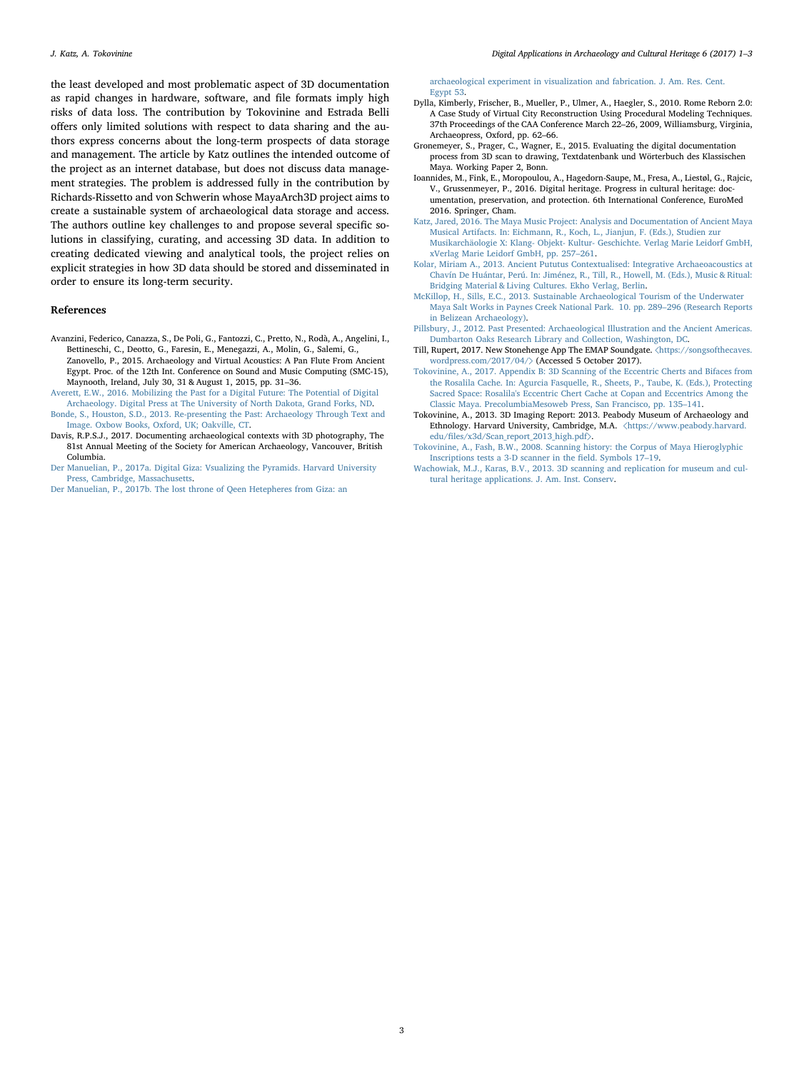the least developed and most problematic aspect of 3D documentation as rapid changes in hardware, software, and file formats imply high risks of data loss. The contribution by Tokovinine and Estrada Belli offers only limited solutions with respect to data sharing and the authors express concerns about the long-term prospects of data storage and management. The article by Katz outlines the intended outcome of the project as an internet database, but does not discuss data management strategies. The problem is addressed fully in the contribution by Richards-Rissetto and von Schwerin whose MayaArch3D project aims to create a sustainable system of archaeological data storage and access. The authors outline key challenges to and propose several specific solutions in classifying, curating, and accessing 3D data. In addition to creating dedicated viewing and analytical tools, the project relies on explicit strategies in how 3D data should be stored and disseminated in order to ensure its long-term security.

## References

Avanzini, Federico, Canazza, S., De Poli, G., Fantozzi, C., Pretto, N., Rodà, A., Angelini, I., Bettineschi, C., Deotto, G., Faresin, E., Menegazzi, A., Molin, G., Salemi, G., Zanovello, P., 2015. Archaeology and Virtual Acoustics: A Pan Flute From Ancient Egypt. Proc. of the 12th Int. Conference on Sound and Music Computing (SMC-15), Maynooth, Ireland, July 30, 31 & August 1, 2015, pp. 31–36.

Averett, E.W., 2016. Mobilizing the Past for a Digital Future: The Potential of Digital Archaeology. Digital Press at The University of North Dakota, Grand Forks, ND.

Bonde, S., Houston, S.D., 2013. Re-presenting the Past: Archaeology Through Text and Image. Oxbow Books, Oxford, UK; Oakville, CT.

Davis, R.P.S.J., 2017. Documenting archaeological contexts with 3D photography, The 81st Annual Meeting of the Society for American Archaeology, Vancouver, British Columbia.

Der Manuelian, P., 2017a. Digital Giza: Vsualizing the Pyramids. Harvard University Press, Cambridge, Massachusetts.

Der Manuelian, P., 2017b. The lost throne of Qeen Hetepheres from Giza: an archaeological experiment in visualization and fabrication. J. Am. Res. Cent. Egypt 53.

Dylla, Kimberly, Frischer, B., Mueller, P., Ulmer, A., Haegler, S., 2010. Rome Reborn 2.0: A Case Study of Virtual City Reconstruction Using Procedural Modeling Techniques. 37th Proceedings of the CAA Conference March 22–26, 2009, Williamsburg, Virginia, Archaeopress, Oxford, pp. 62–66.

Gronemeyer, S., Prager, C., Wagner, E., 2015. Evaluating the digital documentation process from 3D scan to drawing, Textdatenbank und Wörterbuch des Klassischen Maya. Working Paper 2, Bonn.

Ioannides, M., Fink, E., Moropoulou, A., Hagedorn-Saupe, M., Fresa, A., Liestøl, G., Rajcic, V., Grussenmeyer, P., 2016. Digital heritage. Progress in cultural heritage: documentation, preservation, and protection. 6th International Conference, EuroMed 2016. Springer, Cham.

Katz, Jared, 2016. The Maya Music Project: Analysis and Documentation of Ancient Maya Musical Artifacts. In: Eichmann, R., Koch, L., Jianjun, F. (Eds.), Studien zur Musikarchäologie X: Klang- Objekt- Kultur- Geschichte. Verlag Marie Leidorf GmbH, xVerlag Marie Leidorf GmbH, pp. 257–261.

Kolar, Miriam A., 2013. Ancient Pututus Contextualised: Integrative Archaeoacoustics at Chavín De Huántar, Perú. In: Jiménez, R., Till, R., Howell, M. (Eds.), Music & Ritual: Bridging Material & Living Cultures. Ekho Verlag, Berlin.

McKillop, H., Sills, E.C., 2013. Sustainable Archaeological Tourism of the Underwater Maya Salt Works in Paynes Creek National Park. 10. pp. 289–296 (Research Reports in Belizean Archaeology).

Pillsbury, J., 2012. Past Presented: Archaeological Illustration and the Ancient Americas. Dumbarton Oaks Research Library and Collection, Washington, DC.

Till, Rupert, 2017. New Stonehenge App The EMAP Soundgate. ⟨https://songsofthecaves.wordpress.com/2017/04/⟩ (Accessed 5 October 2017).

Tokovinine, A., 2017. Appendix B: 3D Scanning of the Eccentric Cherts and Bifaces from the Rosalila Cache. In: Agurcia Fasquelle, R., Sheets, P., Taube, K. (Eds.), Protecting Sacred Space: Rosalila's Eccentric Chert Cache at Copan and Eccentrics Among the Classic Maya. PrecolumbiaMesoweb Press, San Francisco, pp. 135–141.

Tokovinine, A., 2013. 3D Imaging Report: 2013. Peabody Museum of Archaeology and Ethnology. Harvard University, Cambridge, M.A. ⟨https://www.peabody.harvard.edu/files/x3d/Scan_report_2013_high.pdf⟩.

Tokovinine, A., Fash, B.W., 2008. Scanning history: the Corpus of Maya Hieroglyphic Inscriptions tests a 3-D scanner in the field. Symbols 17–19.

Wachowiak, M.J., Karas, B.V., 2013. 3D scanning and replication for museum and cultural heritage applications. J. Am. Inst. Conserv.